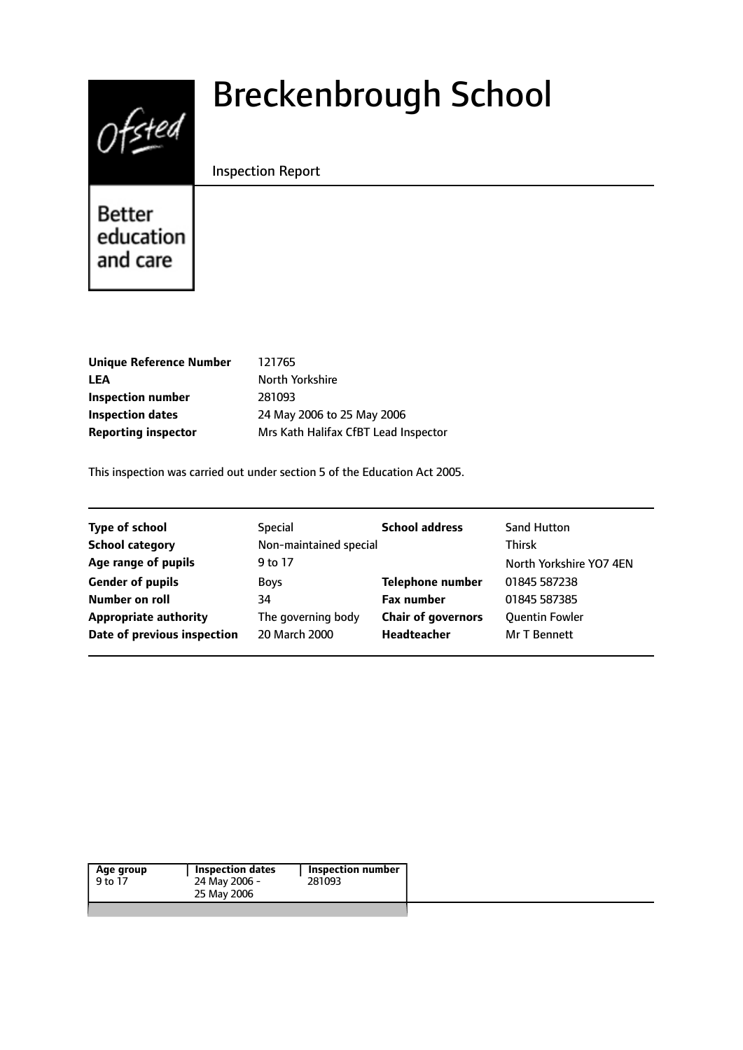# Breckenbrough School

Inspection Report

Ofsted

Better education and care

| | |
|---|---|
| **Unique Reference Number** | 121765 |
| **LEA** | North Yorkshire |
| **Inspection number** | 281093 |
| **Inspection dates** | 24 May 2006 to 25 May 2006 |
| **Reporting inspector** | Mrs Kath Halifax CfBT Lead Inspector |

This inspection was carried out under section 5 of the Education Act 2005.

| | | | |
|---|---|---|---|
| **Type of school** | Special | **School address** | Sand Hutton |
| **School category** | Non-maintained special | | Thirsk |
| **Age range of pupils** | 9 to 17 | | North Yorkshire YO7 4EN |
| **Gender of pupils** | Boys | **Telephone number** | 01845 587238 |
| **Number on roll** | 34 | **Fax number** | 01845 587385 |
| **Appropriate authority** | The governing body | **Chair of governors** | Quentin Fowler |
| **Date of previous inspection** | 20 March 2000 | **Headteacher** | Mr T Bennett |

| Age group | Inspection dates | Inspection number |
|---|---|---|
| 9 to 17 | 24 May 2006 - 25 May 2006 | 281093 |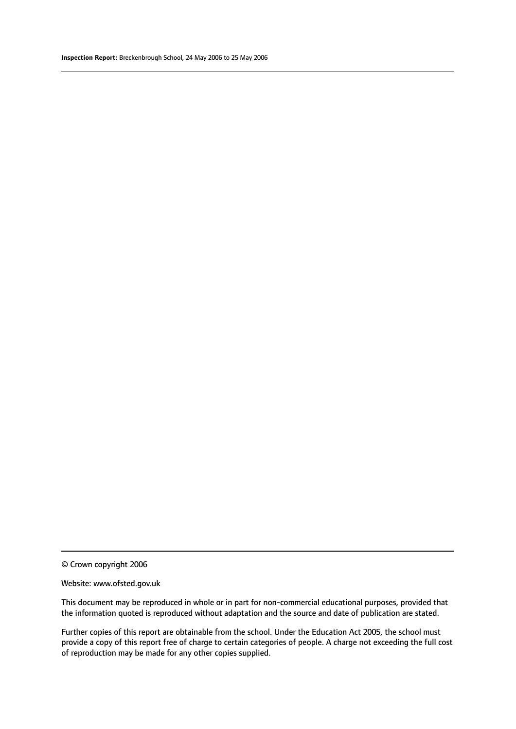© Crown copyright 2006

Website: www.ofsted.gov.uk

This document may be reproduced in whole or in part for non-commercial educational purposes, provided that the information quoted is reproduced without adaptation and the source and date of publication are stated.

Further copies of this report are obtainable from the school. Under the Education Act 2005, the school must provide a copy of this report free of charge to certain categories of people. A charge not exceeding the full cost of reproduction may be made for any other copies supplied.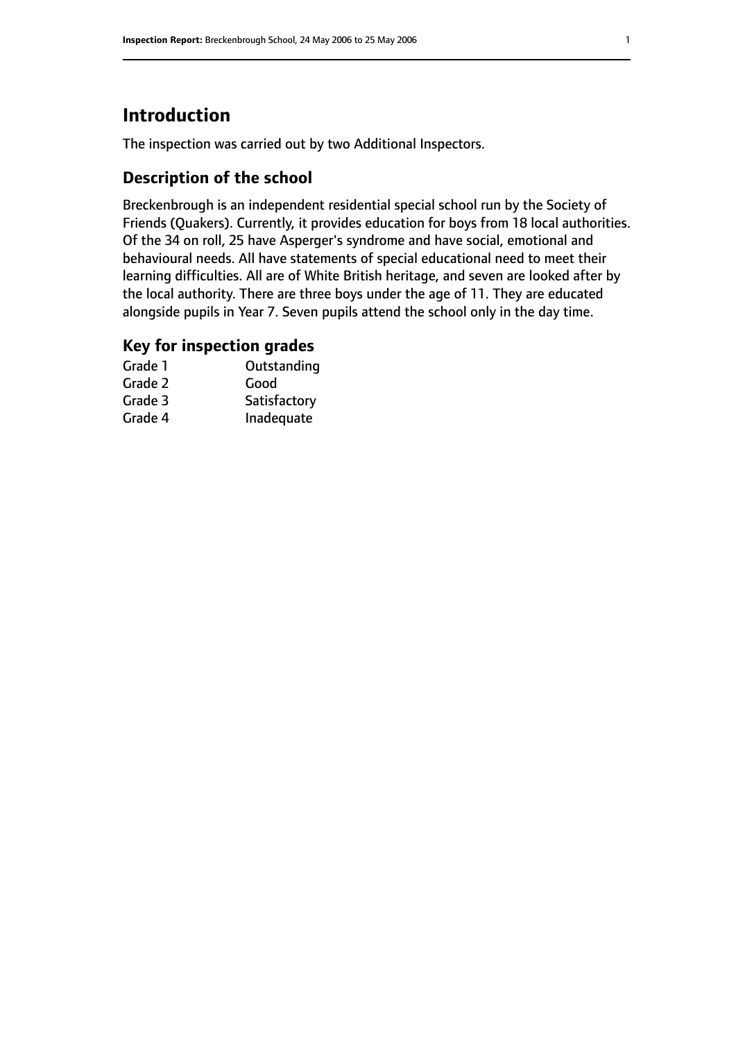# Introduction

The inspection was carried out by two Additional Inspectors.

## Description of the school

Breckenbrough is an independent residential special school run by the Society of Friends (Quakers). Currently, it provides education for boys from 18 local authorities. Of the 34 on roll, 25 have Asperger's syndrome and have social, emotional and behavioural needs. All have statements of special educational need to meet their learning difficulties. All are of White British heritage, and seven are looked after by the local authority. There are three boys under the age of 11. They are educated alongside pupils in Year 7. Seven pupils attend the school only in the day time.

## Key for inspection grades

| | |
|---|---|
| Grade 1 | Outstanding |
| Grade 2 | Good |
| Grade 3 | Satisfactory |
| Grade 4 | Inadequate |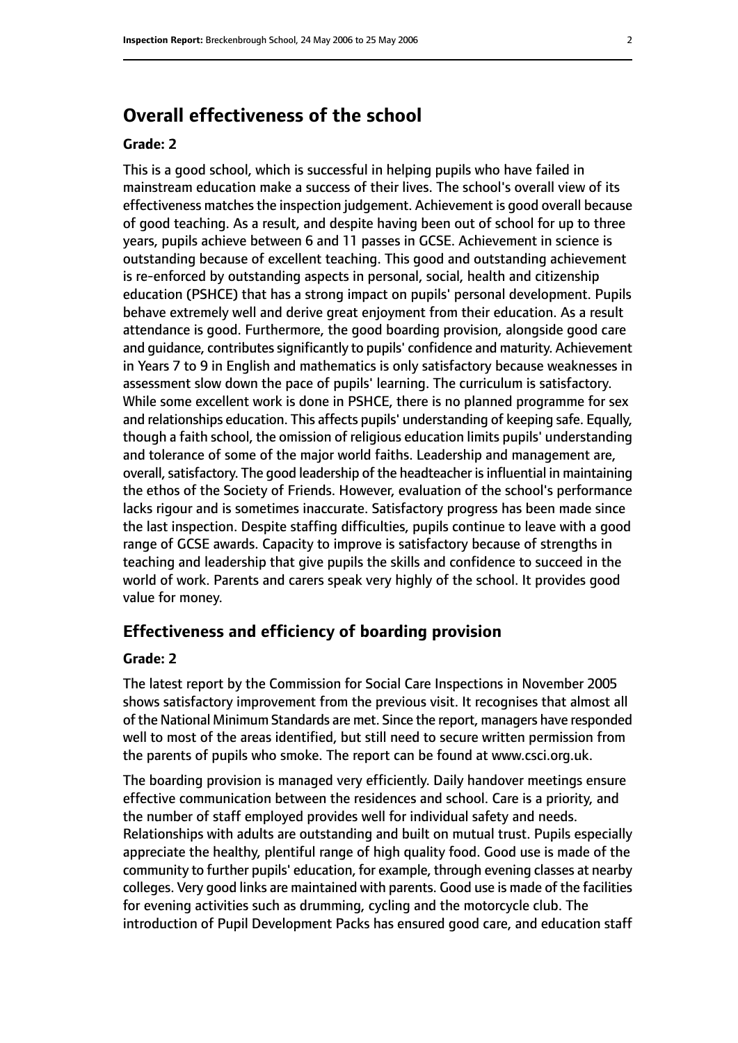## Overall effectiveness of the school

### Grade: 2

This is a good school, which is successful in helping pupils who have failed in mainstream education make a success of their lives. The school's overall view of its effectiveness matches the inspection judgement. Achievement is good overall because of good teaching. As a result, and despite having been out of school for up to three years, pupils achieve between 6 and 11 passes in GCSE. Achievement in science is outstanding because of excellent teaching. This good and outstanding achievement is re-enforced by outstanding aspects in personal, social, health and citizenship education (PSHCE) that has a strong impact on pupils' personal development. Pupils behave extremely well and derive great enjoyment from their education. As a result attendance is good. Furthermore, the good boarding provision, alongside good care and guidance, contributes significantly to pupils' confidence and maturity. Achievement in Years 7 to 9 in English and mathematics is only satisfactory because weaknesses in assessment slow down the pace of pupils' learning. The curriculum is satisfactory. While some excellent work is done in PSHCE, there is no planned programme for sex and relationships education. This affects pupils' understanding of keeping safe. Equally, though a faith school, the omission of religious education limits pupils' understanding and tolerance of some of the major world faiths. Leadership and management are, overall, satisfactory. The good leadership of the headteacher is influential in maintaining the ethos of the Society of Friends. However, evaluation of the school's performance lacks rigour and is sometimes inaccurate. Satisfactory progress has been made since the last inspection. Despite staffing difficulties, pupils continue to leave with a good range of GCSE awards. Capacity to improve is satisfactory because of strengths in teaching and leadership that give pupils the skills and confidence to succeed in the world of work. Parents and carers speak very highly of the school. It provides good value for money.

## Effectiveness and efficiency of boarding provision

### Grade: 2

The latest report by the Commission for Social Care Inspections in November 2005 shows satisfactory improvement from the previous visit. It recognises that almost all of the National Minimum Standards are met. Since the report, managers have responded well to most of the areas identified, but still need to secure written permission from the parents of pupils who smoke. The report can be found at www.csci.org.uk.

The boarding provision is managed very efficiently. Daily handover meetings ensure effective communication between the residences and school. Care is a priority, and the number of staff employed provides well for individual safety and needs. Relationships with adults are outstanding and built on mutual trust. Pupils especially appreciate the healthy, plentiful range of high quality food. Good use is made of the community to further pupils' education, for example, through evening classes at nearby colleges. Very good links are maintained with parents. Good use is made of the facilities for evening activities such as drumming, cycling and the motorcycle club. The introduction of Pupil Development Packs has ensured good care, and education staff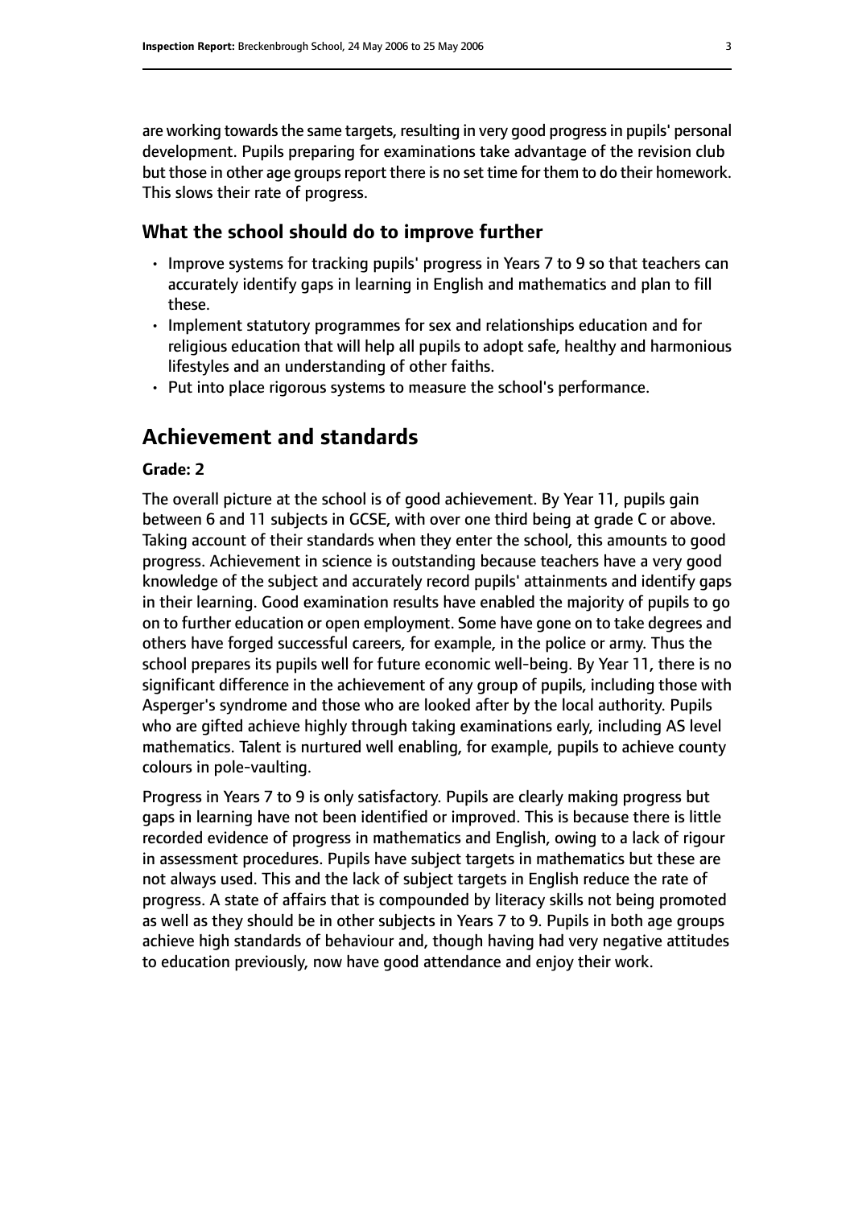are working towards the same targets, resulting in very good progress in pupils' personal development. Pupils preparing for examinations take advantage of the revision club but those in other age groups report there is no set time for them to do their homework. This slows their rate of progress.

### What the school should do to improve further

- Improve systems for tracking pupils' progress in Years 7 to 9 so that teachers can accurately identify gaps in learning in English and mathematics and plan to fill these.
- Implement statutory programmes for sex and relationships education and for religious education that will help all pupils to adopt safe, healthy and harmonious lifestyles and an understanding of other faiths.
- Put into place rigorous systems to measure the school's performance.

## Achievement and standards

**Grade: 2**

The overall picture at the school is of good achievement. By Year 11, pupils gain between 6 and 11 subjects in GCSE, with over one third being at grade C or above. Taking account of their standards when they enter the school, this amounts to good progress. Achievement in science is outstanding because teachers have a very good knowledge of the subject and accurately record pupils' attainments and identify gaps in their learning. Good examination results have enabled the majority of pupils to go on to further education or open employment. Some have gone on to take degrees and others have forged successful careers, for example, in the police or army. Thus the school prepares its pupils well for future economic well-being. By Year 11, there is no significant difference in the achievement of any group of pupils, including those with Asperger's syndrome and those who are looked after by the local authority. Pupils who are gifted achieve highly through taking examinations early, including AS level mathematics. Talent is nurtured well enabling, for example, pupils to achieve county colours in pole-vaulting.

Progress in Years 7 to 9 is only satisfactory. Pupils are clearly making progress but gaps in learning have not been identified or improved. This is because there is little recorded evidence of progress in mathematics and English, owing to a lack of rigour in assessment procedures. Pupils have subject targets in mathematics but these are not always used. This and the lack of subject targets in English reduce the rate of progress. A state of affairs that is compounded by literacy skills not being promoted as well as they should be in other subjects in Years 7 to 9. Pupils in both age groups achieve high standards of behaviour and, though having had very negative attitudes to education previously, now have good attendance and enjoy their work.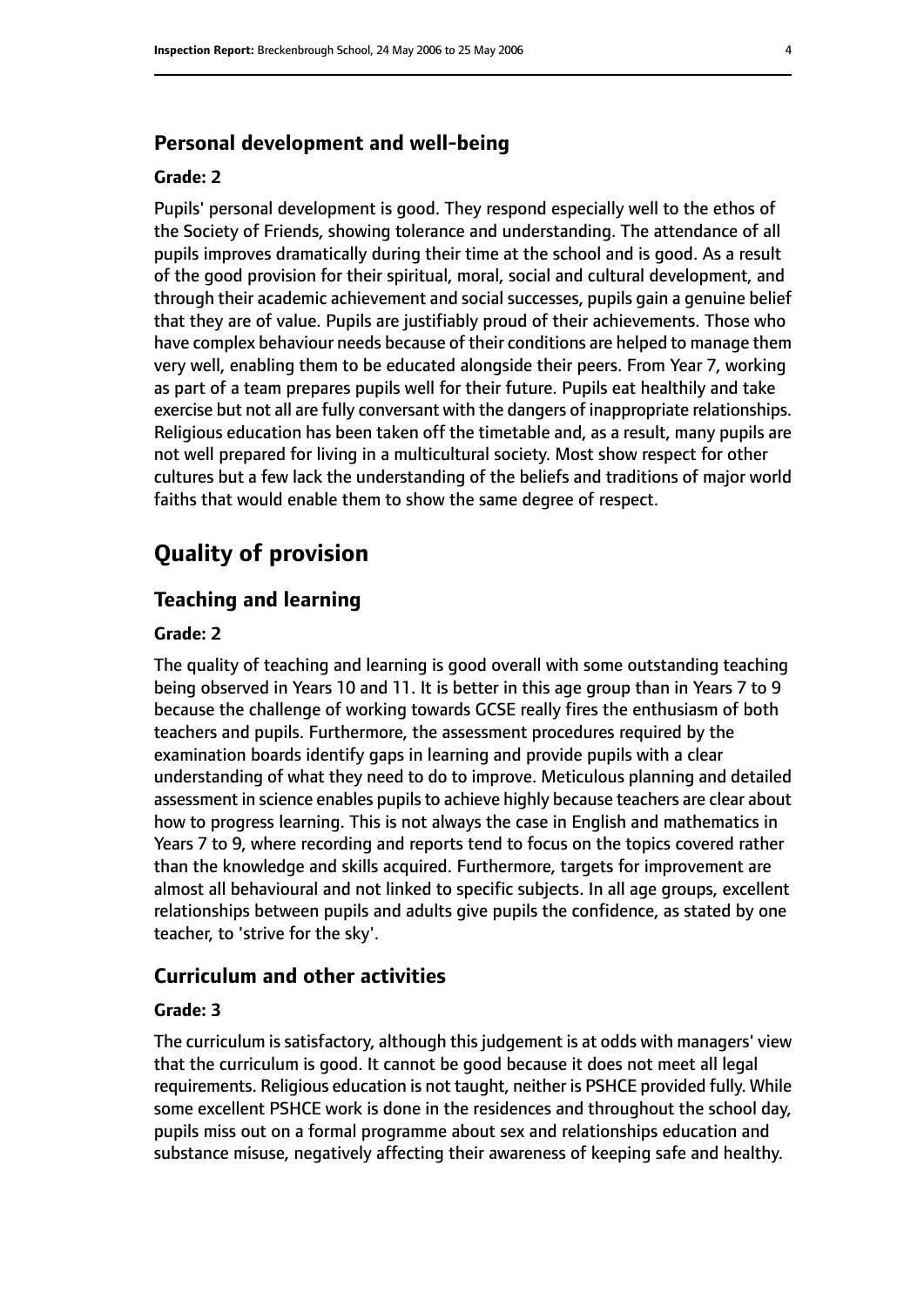### Personal development and well-being

#### Grade: 2

Pupils' personal development is good. They respond especially well to the ethos of the Society of Friends, showing tolerance and understanding. The attendance of all pupils improves dramatically during their time at the school and is good. As a result of the good provision for their spiritual, moral, social and cultural development, and through their academic achievement and social successes, pupils gain a genuine belief that they are of value. Pupils are justifiably proud of their achievements. Those who have complex behaviour needs because of their conditions are helped to manage them very well, enabling them to be educated alongside their peers. From Year 7, working as part of a team prepares pupils well for their future. Pupils eat healthily and take exercise but not all are fully conversant with the dangers of inappropriate relationships. Religious education has been taken off the timetable and, as a result, many pupils are not well prepared for living in a multicultural society. Most show respect for other cultures but a few lack the understanding of the beliefs and traditions of major world faiths that would enable them to show the same degree of respect.

## Quality of provision

### Teaching and learning

#### Grade: 2

The quality of teaching and learning is good overall with some outstanding teaching being observed in Years 10 and 11. It is better in this age group than in Years 7 to 9 because the challenge of working towards GCSE really fires the enthusiasm of both teachers and pupils. Furthermore, the assessment procedures required by the examination boards identify gaps in learning and provide pupils with a clear understanding of what they need to do to improve. Meticulous planning and detailed assessment in science enables pupils to achieve highly because teachers are clear about how to progress learning. This is not always the case in English and mathematics in Years 7 to 9, where recording and reports tend to focus on the topics covered rather than the knowledge and skills acquired. Furthermore, targets for improvement are almost all behavioural and not linked to specific subjects. In all age groups, excellent relationships between pupils and adults give pupils the confidence, as stated by one teacher, to 'strive for the sky'.

### Curriculum and other activities

#### Grade: 3

The curriculum is satisfactory, although this judgement is at odds with managers' view that the curriculum is good. It cannot be good because it does not meet all legal requirements. Religious education is not taught, neither is PSHCE provided fully. While some excellent PSHCE work is done in the residences and throughout the school day, pupils miss out on a formal programme about sex and relationships education and substance misuse, negatively affecting their awareness of keeping safe and healthy.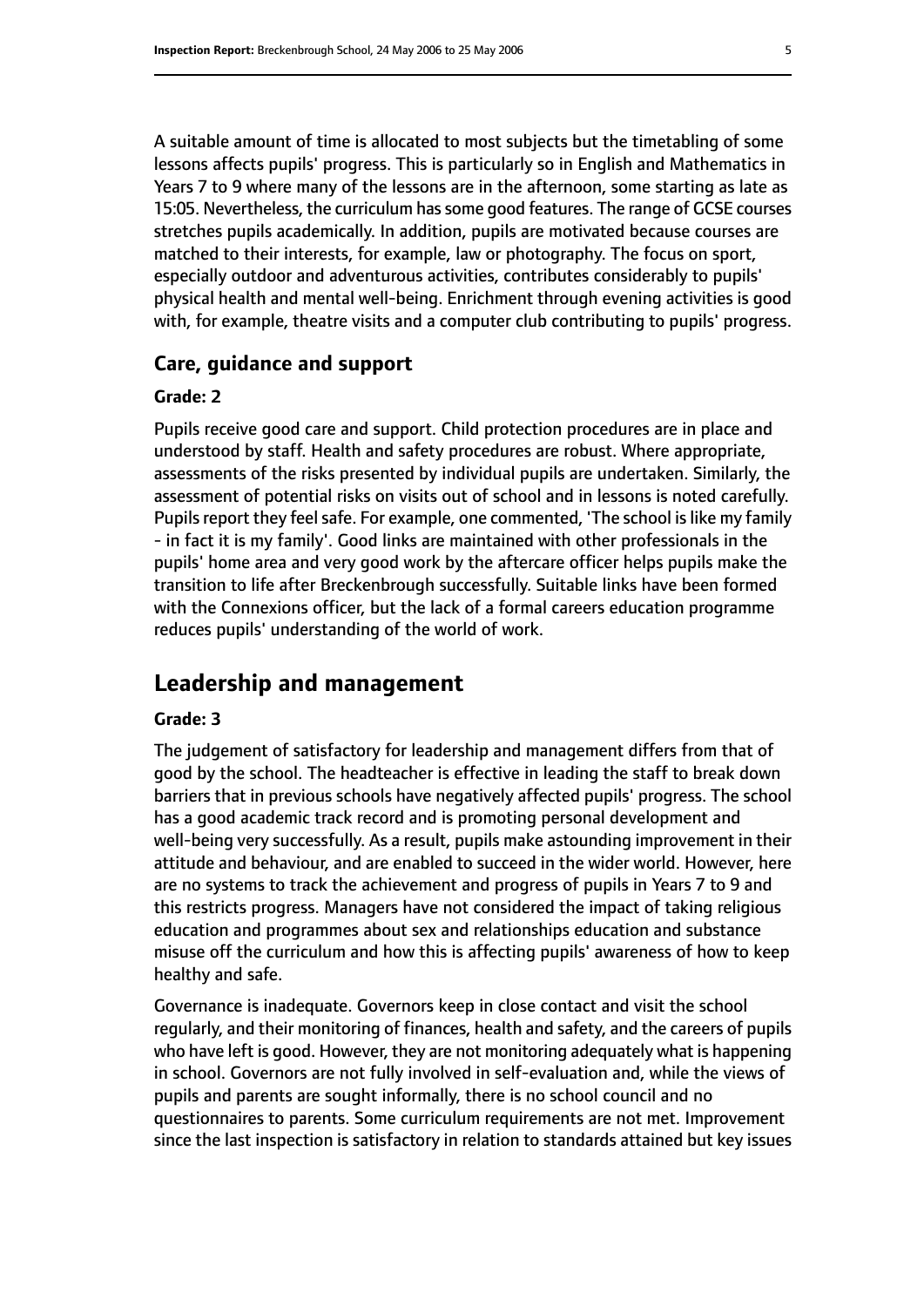A suitable amount of time is allocated to most subjects but the timetabling of some lessons affects pupils' progress. This is particularly so in English and Mathematics in Years 7 to 9 where many of the lessons are in the afternoon, some starting as late as 15:05. Nevertheless, the curriculum has some good features. The range of GCSE courses stretches pupils academically. In addition, pupils are motivated because courses are matched to their interests, for example, law or photography. The focus on sport, especially outdoor and adventurous activities, contributes considerably to pupils' physical health and mental well-being. Enrichment through evening activities is good with, for example, theatre visits and a computer club contributing to pupils' progress.

### Care, guidance and support

#### Grade: 2

Pupils receive good care and support. Child protection procedures are in place and understood by staff. Health and safety procedures are robust. Where appropriate, assessments of the risks presented by individual pupils are undertaken. Similarly, the assessment of potential risks on visits out of school and in lessons is noted carefully. Pupils report they feel safe. For example, one commented, 'The school is like my family - in fact it is my family'. Good links are maintained with other professionals in the pupils' home area and very good work by the aftercare officer helps pupils make the transition to life after Breckenbrough successfully. Suitable links have been formed with the Connexions officer, but the lack of a formal careers education programme reduces pupils' understanding of the world of work.

## Leadership and management

#### Grade: 3

The judgement of satisfactory for leadership and management differs from that of good by the school. The headteacher is effective in leading the staff to break down barriers that in previous schools have negatively affected pupils' progress. The school has a good academic track record and is promoting personal development and well-being very successfully. As a result, pupils make astounding improvement in their attitude and behaviour, and are enabled to succeed in the wider world. However, here are no systems to track the achievement and progress of pupils in Years 7 to 9 and this restricts progress. Managers have not considered the impact of taking religious education and programmes about sex and relationships education and substance misuse off the curriculum and how this is affecting pupils' awareness of how to keep healthy and safe.

Governance is inadequate. Governors keep in close contact and visit the school regularly, and their monitoring of finances, health and safety, and the careers of pupils who have left is good. However, they are not monitoring adequately what is happening in school. Governors are not fully involved in self-evaluation and, while the views of pupils and parents are sought informally, there is no school council and no questionnaires to parents. Some curriculum requirements are not met. Improvement since the last inspection is satisfactory in relation to standards attained but key issues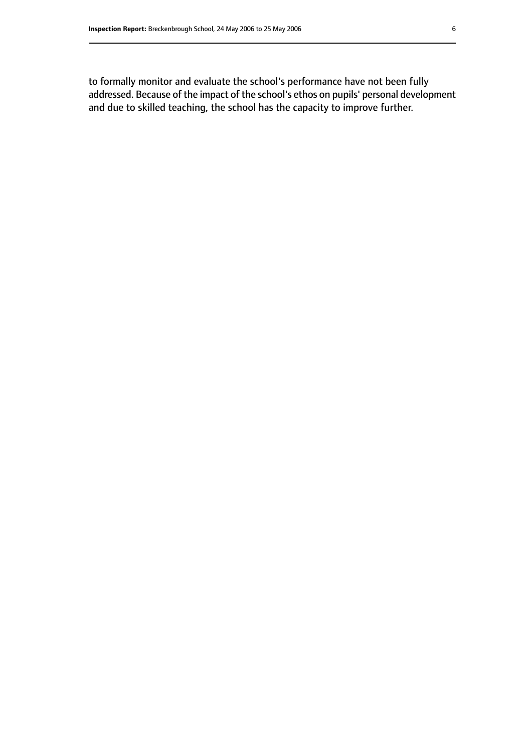to formally monitor and evaluate the school's performance have not been fully addressed. Because of the impact of the school's ethos on pupils' personal development and due to skilled teaching, the school has the capacity to improve further.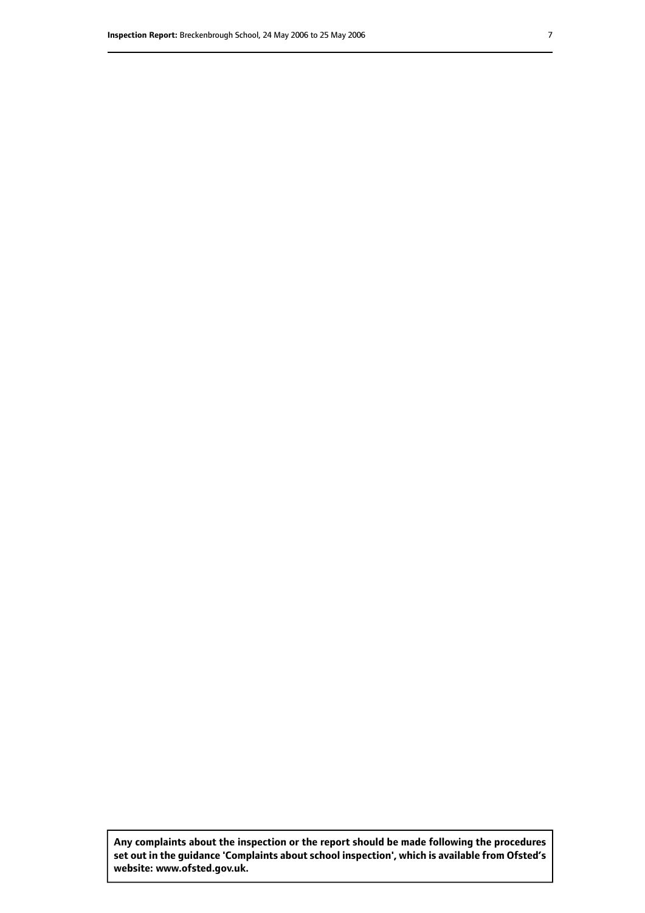**Any complaints about the inspection or the report should be made following the procedures set out in the guidance 'Complaints about school inspection', which is available from Ofsted's website: www.ofsted.gov.uk.**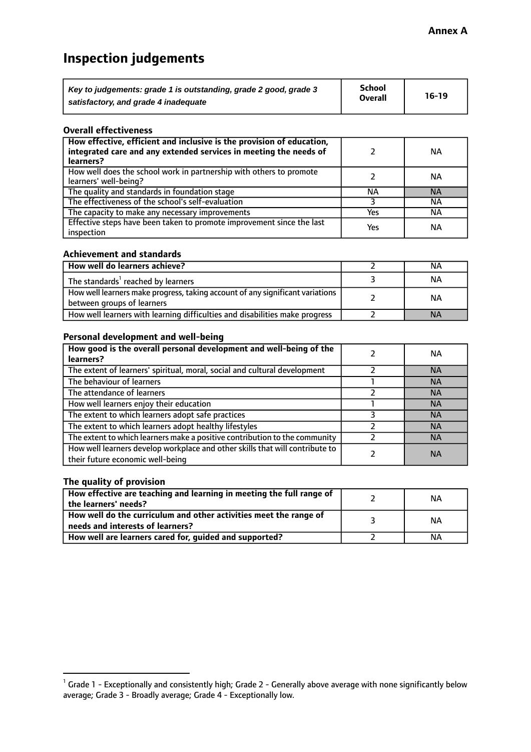**Annex A**

# Inspection judgements

| *Key to judgements: grade 1 is outstanding, grade 2 good, grade 3 satisfactory, and grade 4 inadequate* | **School Overall** | **16-19** |
|---|---|---|

### Overall effectiveness

| | | |
|---|---|---|
| **How effective, efficient and inclusive is the provision of education, integrated care and any extended services in meeting the needs of learners?** | 2 | NA |
| How well does the school work in partnership with others to promote learners' well-being? | 2 | NA |
| The quality and standards in foundation stage | NA | NA |
| The effectiveness of the school's self-evaluation | 3 | NA |
| The capacity to make any necessary improvements | Yes | NA |
| Effective steps have been taken to promote improvement since the last inspection | Yes | NA |

### Achievement and standards

| | | |
|---|---|---|
| **How well do learners achieve?** | 2 | NA |
| The standards[1] reached by learners | 3 | NA |
| How well learners make progress, taking account of any significant variations between groups of learners | 2 | NA |
| How well learners with learning difficulties and disabilities make progress | 2 | NA |

### Personal development and well-being

| | | |
|---|---|---|
| **How good is the overall personal development and well-being of the learners?** | 2 | NA |
| The extent of learners' spiritual, moral, social and cultural development | 2 | NA |
| The behaviour of learners | 1 | NA |
| The attendance of learners | 2 | NA |
| How well learners enjoy their education | 1 | NA |
| The extent to which learners adopt safe practices | 3 | NA |
| The extent to which learners adopt healthy lifestyles | 2 | NA |
| The extent to which learners make a positive contribution to the community | 2 | NA |
| How well learners develop workplace and other skills that will contribute to their future economic well-being | 2 | NA |

### The quality of provision

| | | |
|---|---|---|
| **How effective are teaching and learning in meeting the full range of the learners' needs?** | 2 | NA |
| **How well do the curriculum and other activities meet the range of needs and interests of learners?** | 3 | NA |
| **How well are learners cared for, guided and supported?** | 2 | NA |

[1] Grade 1 - Exceptionally and consistently high; Grade 2 - Generally above average with none significantly below average; Grade 3 - Broadly average; Grade 4 - Exceptionally low.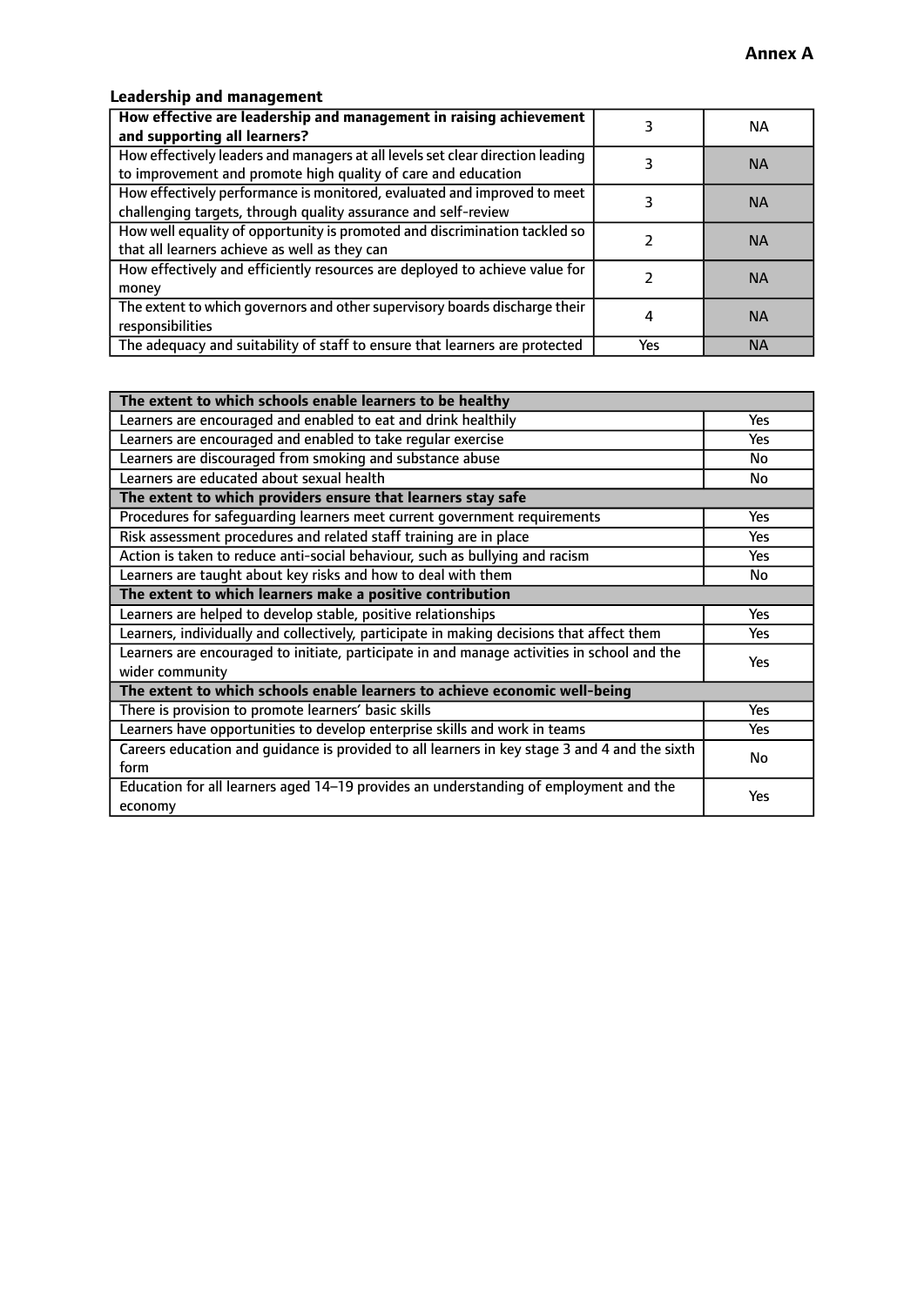**Annex A**

### Leadership and management

| **How effective are leadership and management in raising achievement and supporting all learners?** | 3 | NA |
|---|---|---|
| How effectively leaders and managers at all levels set clear direction leading to improvement and promote high quality of care and education | 3 | NA |
| How effectively performance is monitored, evaluated and improved to meet challenging targets, through quality assurance and self-review | 3 | NA |
| How well equality of opportunity is promoted and discrimination tackled so that all learners achieve as well as they can | 2 | NA |
| How effectively and efficiently resources are deployed to achieve value for money | 2 | NA |
| The extent to which governors and other supervisory boards discharge their responsibilities | 4 | NA |
| The adequacy and suitability of staff to ensure that learners are protected | Yes | NA |

| **The extent to which schools enable learners to be healthy** | |
|---|---|
| Learners are encouraged and enabled to eat and drink healthily | Yes |
| Learners are encouraged and enabled to take regular exercise | Yes |
| Learners are discouraged from smoking and substance abuse | No |
| Learners are educated about sexual health | No |
| **The extent to which providers ensure that learners stay safe** | |
| Procedures for safeguarding learners meet current government requirements | Yes |
| Risk assessment procedures and related staff training are in place | Yes |
| Action is taken to reduce anti-social behaviour, such as bullying and racism | Yes |
| Learners are taught about key risks and how to deal with them | No |
| **The extent to which learners make a positive contribution** | |
| Learners are helped to develop stable, positive relationships | Yes |
| Learners, individually and collectively, participate in making decisions that affect them | Yes |
| Learners are encouraged to initiate, participate in and manage activities in school and the wider community | Yes |
| **The extent to which schools enable learners to achieve economic well-being** | |
| There is provision to promote learners' basic skills | Yes |
| Learners have opportunities to develop enterprise skills and work in teams | Yes |
| Careers education and guidance is provided to all learners in key stage 3 and 4 and the sixth form | No |
| Education for all learners aged 14–19 provides an understanding of employment and the economy | Yes |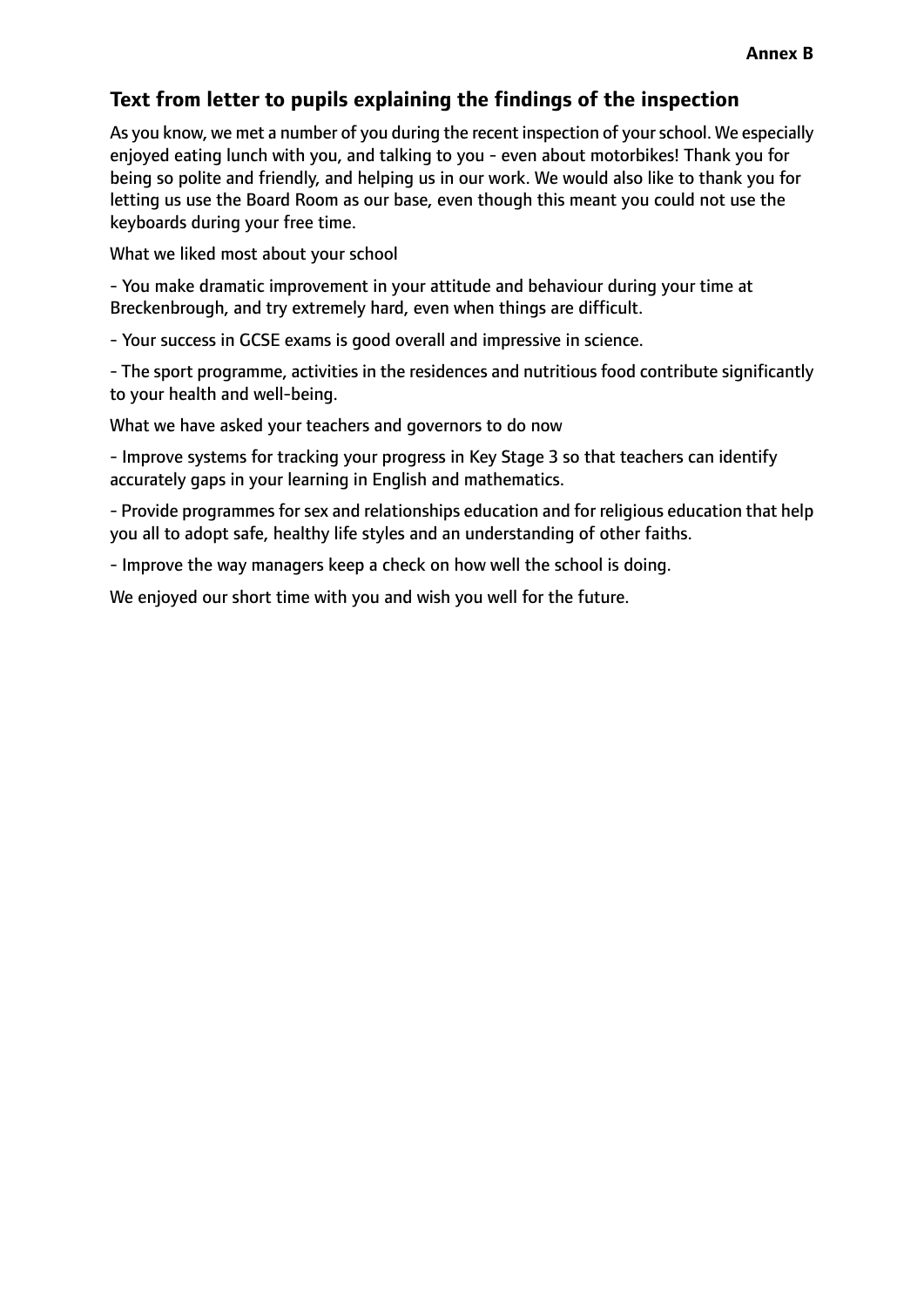Annex B

## Text from letter to pupils explaining the findings of the inspection

As you know, we met a number of you during the recent inspection of your school. We especially enjoyed eating lunch with you, and talking to you - even about motorbikes! Thank you for being so polite and friendly, and helping us in our work. We would also like to thank you for letting us use the Board Room as our base, even though this meant you could not use the keyboards during your free time.

What we liked most about your school

- You make dramatic improvement in your attitude and behaviour during your time at Breckenbrough, and try extremely hard, even when things are difficult.

- Your success in GCSE exams is good overall and impressive in science.

- The sport programme, activities in the residences and nutritious food contribute significantly to your health and well-being.

What we have asked your teachers and governors to do now

- Improve systems for tracking your progress in Key Stage 3 so that teachers can identify accurately gaps in your learning in English and mathematics.

- Provide programmes for sex and relationships education and for religious education that help you all to adopt safe, healthy life styles and an understanding of other faiths.

- Improve the way managers keep a check on how well the school is doing.

We enjoyed our short time with you and wish you well for the future.